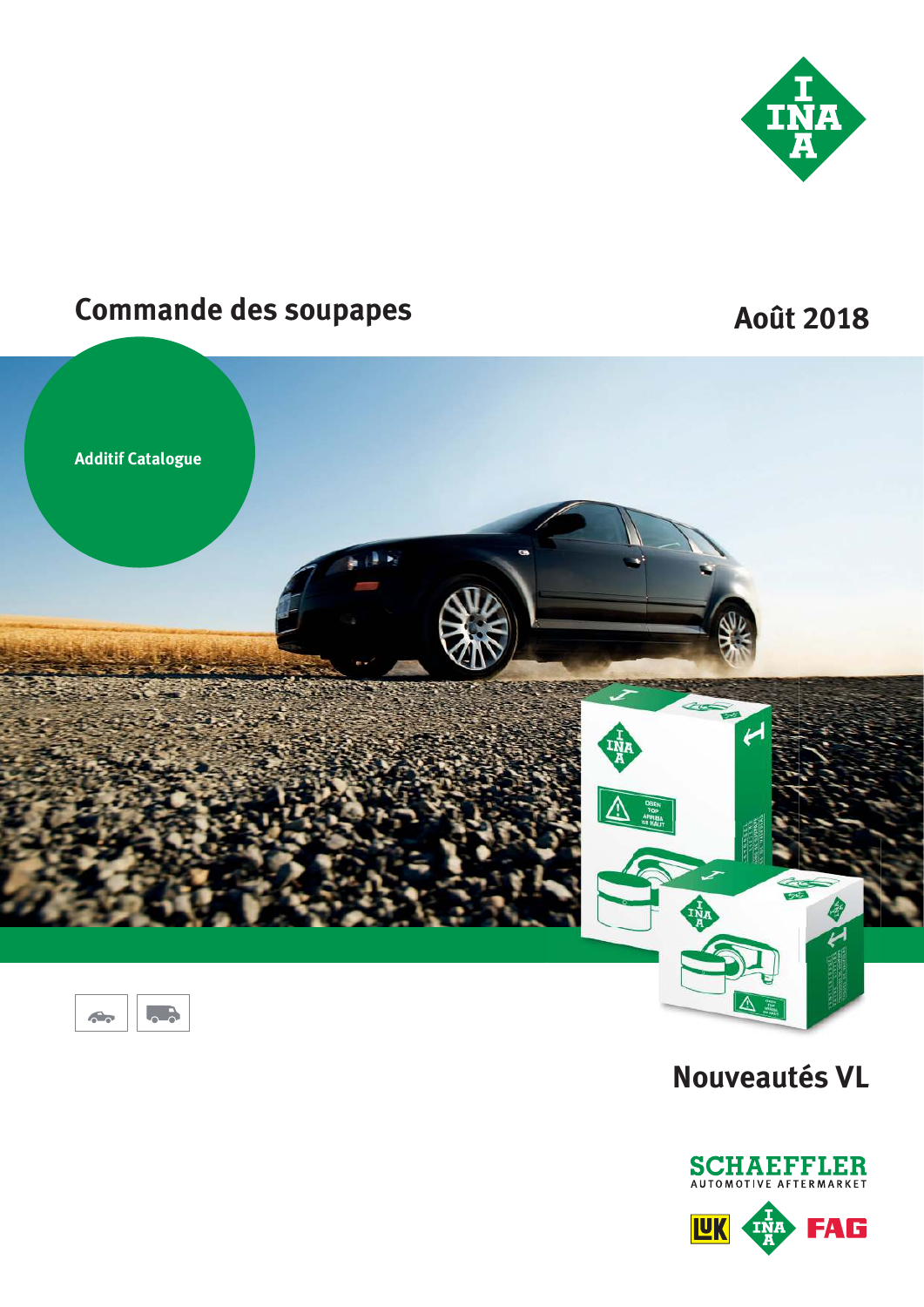# Commande des soupapes

**Août 2018**

**Additif Catalogue**

## Nouveautés VL

SCHAEFFLER
AUTOMOTIVE AFTERMARKET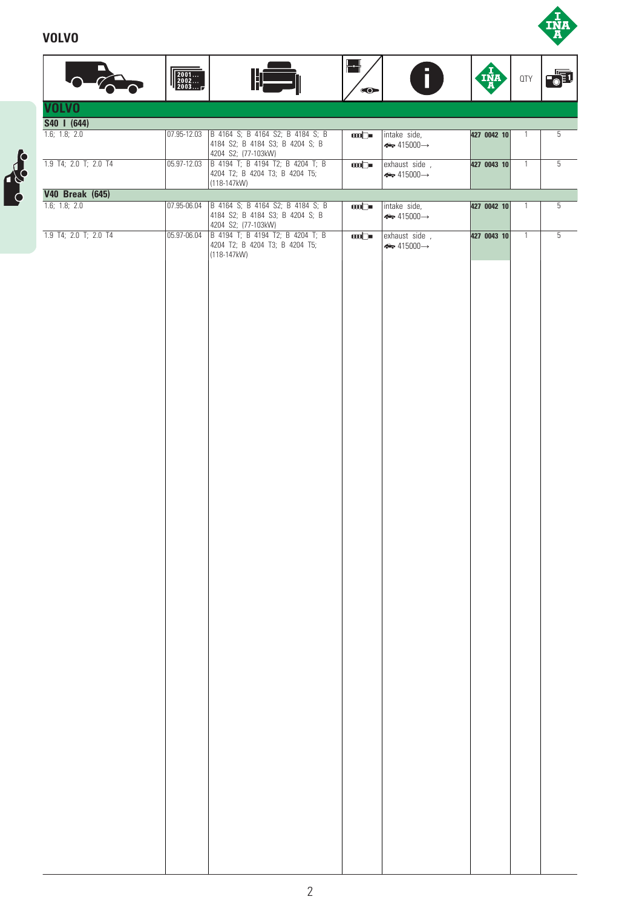# VOLVO

| Vehicle | Year | Engine | | Info | INA | QTY | |
|---|---|---|---|---|---|---|---|
| **VOLVO** | | | | | | | |
| **S40 I (644)** | | | | | | | |
| 1.6; 1.8; 2.0 | 07.95-12.03 | B 4164 S; B 4164 S2; B 4184 S; B 4184 S2; B 4184 S3; B 4204 S; B 4204 S2; (77-103kW) | | intake side, 415000→ | **427 0042 10** | 1 | 5 |
| 1.9 T4; 2.0 T; 2.0 T4 | 05.97-12.03 | B 4194 T; B 4194 T2; B 4204 T; B 4204 T2; B 4204 T3; B 4204 T5; (118-147kW) | | exhaust side , 415000→ | **427 0043 10** | 1 | 5 |
| **V40 Break (645)** | | | | | | | |
| 1.6; 1.8; 2.0 | 07.95-06.04 | B 4164 S; B 4164 S2; B 4184 S; B 4184 S2; B 4184 S3; B 4204 S; B 4204 S2; (77-103kW) | | intake side, 415000→ | **427 0042 10** | 1 | 5 |
| 1.9 T4; 2.0 T; 2.0 T4 | 05.97-06.04 | B 4194 T; B 4194 T2; B 4204 T; B 4204 T2; B 4204 T3; B 4204 T5; (118-147kW) | | exhaust side , 415000→ | **427 0043 10** | 1 | 5 |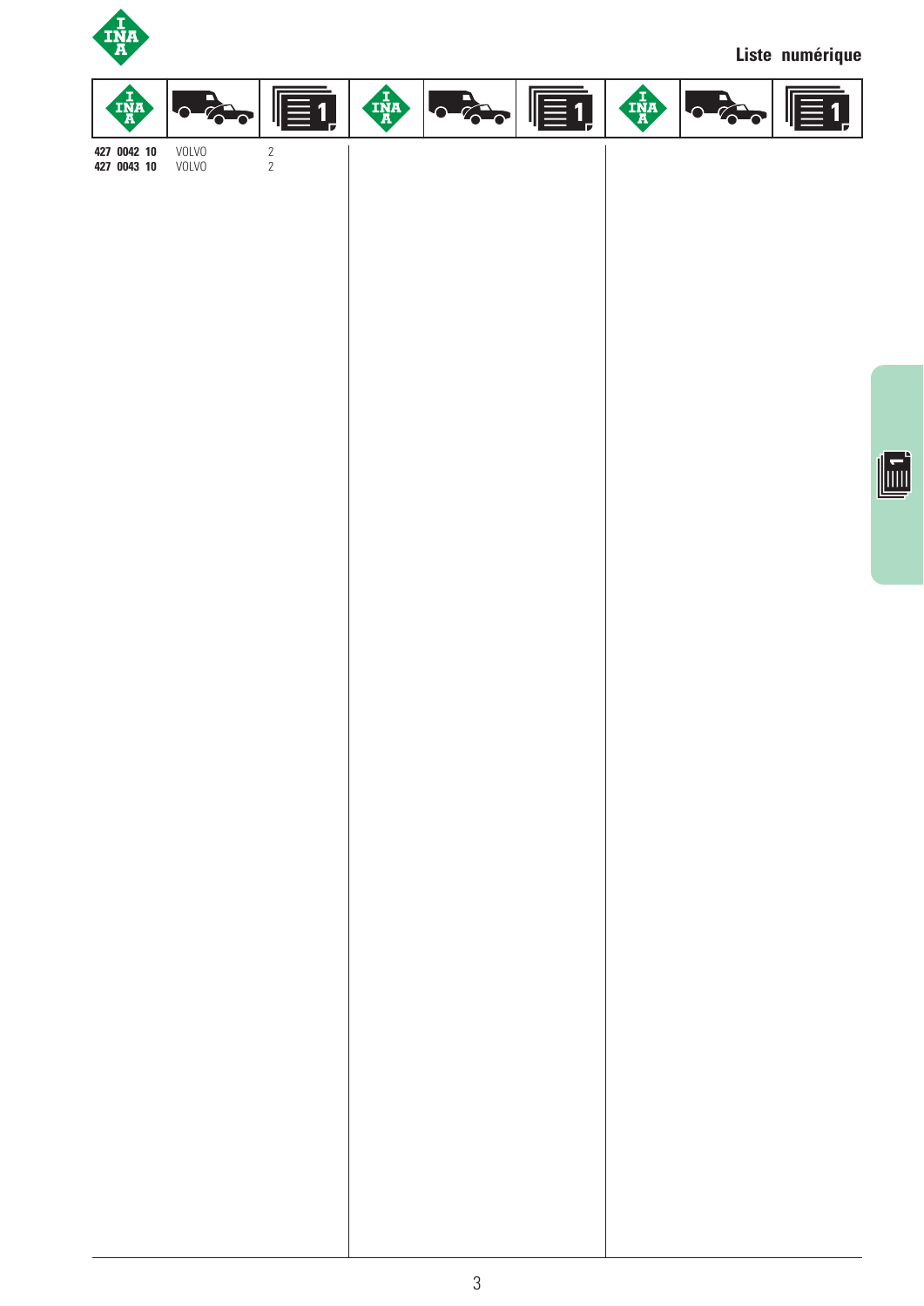## Liste numérique

| INA | Véhicule | Page |
|---|---|---|
| **427 0042 10** | VOLVO | 2 |
| **427 0043 10** | VOLVO | 2 |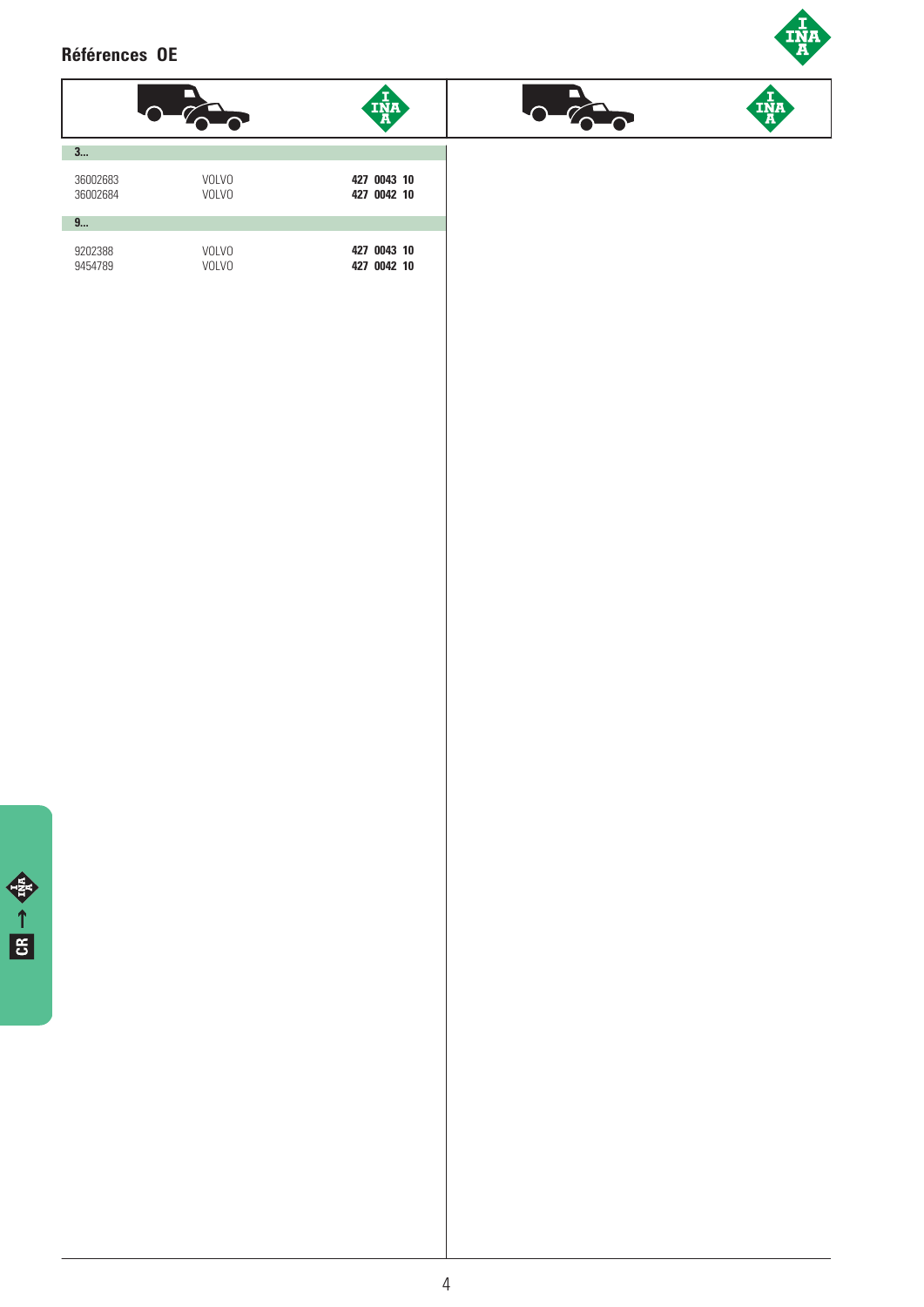## Références OE

| | | INA |
|---|---|---|
| **3...** | | |
| 36002683 | VOLVO | **427 0043 10** |
| 36002684 | VOLVO | **427 0042 10** |
| **9...** | | |
| 9202388 | VOLVO | **427 0043 10** |
| 9454789 | VOLVO | **427 0042 10** |

CR → INA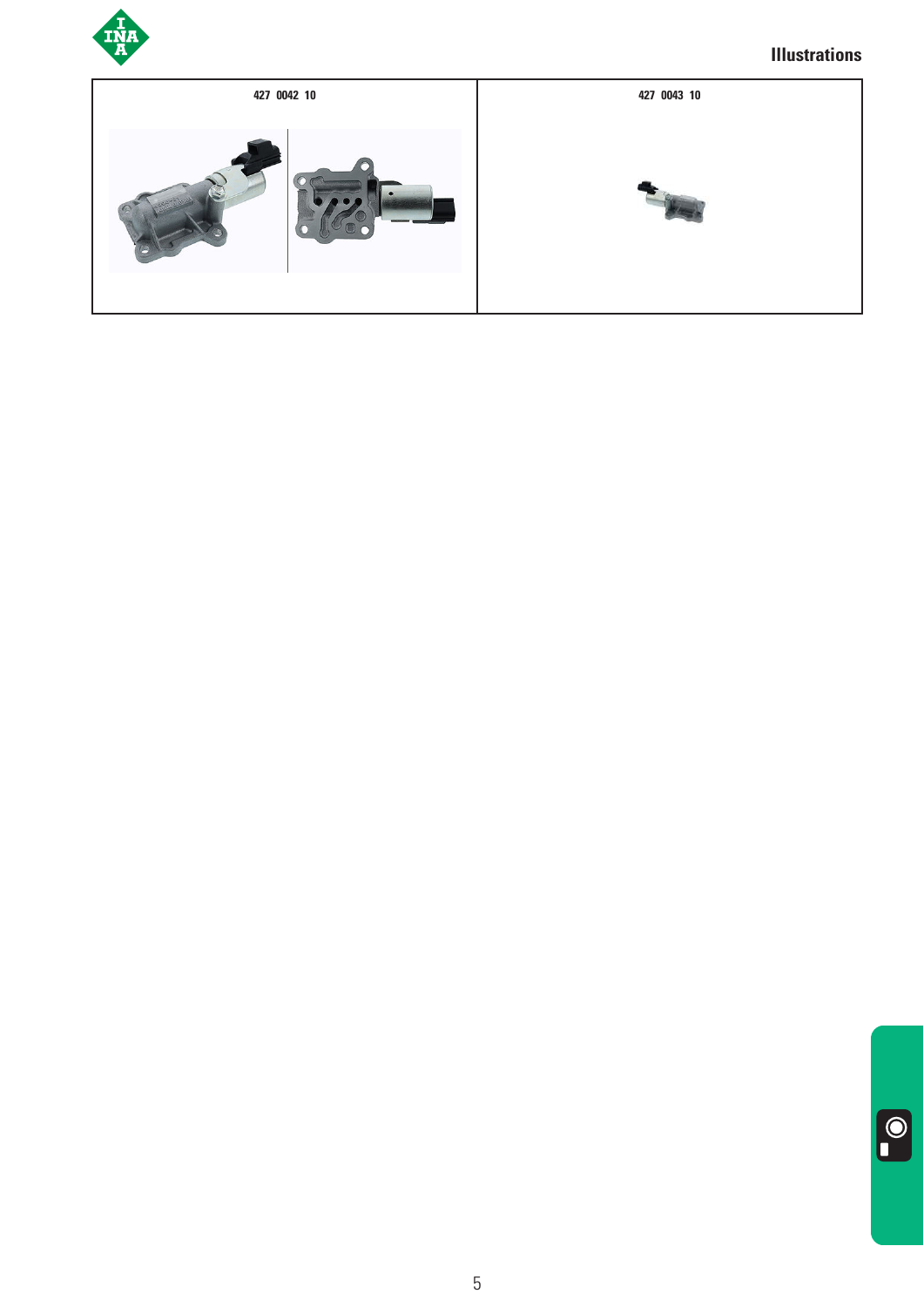## Illustrations

| 427 0042 10 | 427 0043 10 |
| --- | --- |